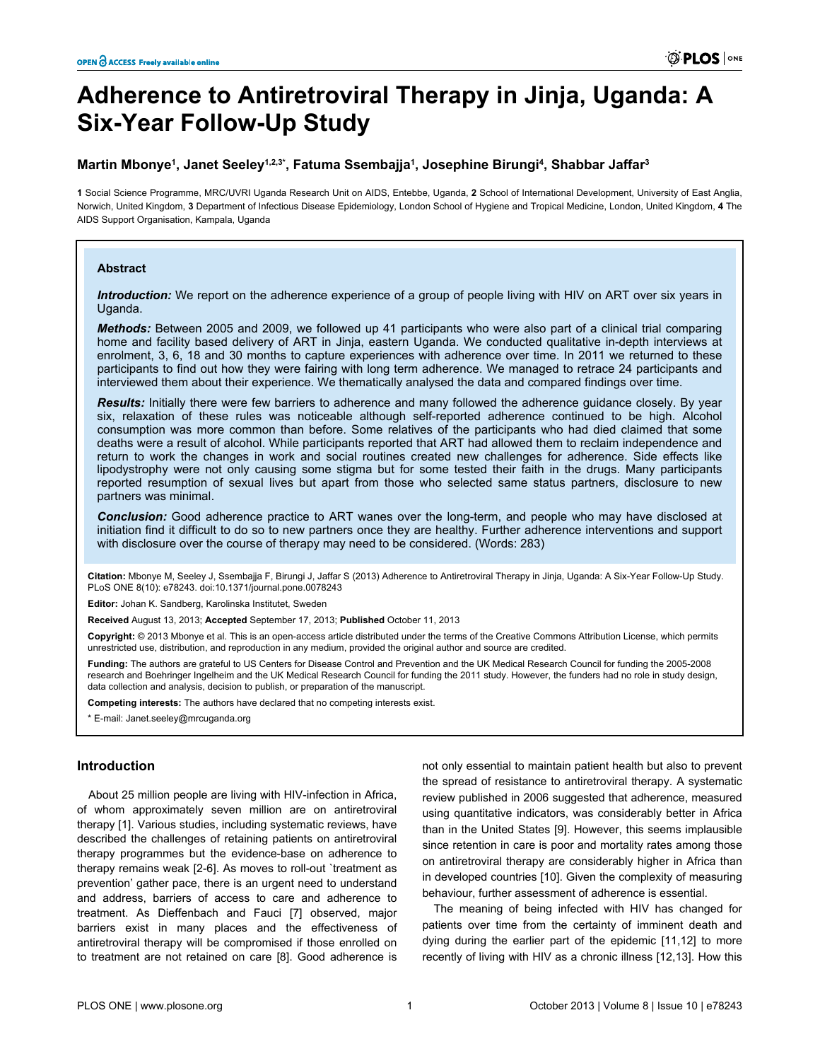# Adherence to Antiretroviral Therapy in Jinja, Uganda: A Six-Year Follow-Up Study

**Martin Mbonye[1], Janet Seeley[1,2,3*], Fatuma Ssembajja[1], Josephine Birungi[4], Shabbar Jaffar[3]**

**1** Social Science Programme, MRC/UVRI Uganda Research Unit on AIDS, Entebbe, Uganda, **2** School of International Development, University of East Anglia, Norwich, United Kingdom, **3** Department of Infectious Disease Epidemiology, London School of Hygiene and Tropical Medicine, London, United Kingdom, **4** The AIDS Support Organisation, Kampala, Uganda

## Abstract

***Introduction:*** We report on the adherence experience of a group of people living with HIV on ART over six years in Uganda.

***Methods:*** Between 2005 and 2009, we followed up 41 participants who were also part of a clinical trial comparing home and facility based delivery of ART in Jinja, eastern Uganda. We conducted qualitative in-depth interviews at enrolment, 3, 6, 18 and 30 months to capture experiences with adherence over time. In 2011 we returned to these participants to find out how they were fairing with long term adherence. We managed to retrace 24 participants and interviewed them about their experience. We thematically analysed the data and compared findings over time.

***Results:*** Initially there were few barriers to adherence and many followed the adherence guidance closely. By year six, relaxation of these rules was noticeable although self-reported adherence continued to be high. Alcohol consumption was more common than before. Some relatives of the participants who had died claimed that some deaths were a result of alcohol. While participants reported that ART had allowed them to reclaim independence and return to work the changes in work and social routines created new challenges for adherence. Side effects like lipodystrophy were not only causing some stigma but for some tested their faith in the drugs. Many participants reported resumption of sexual lives but apart from those who selected same status partners, disclosure to new partners was minimal.

***Conclusion:*** Good adherence practice to ART wanes over the long-term, and people who may have disclosed at initiation find it difficult to do so to new partners once they are healthy. Further adherence interventions and support with disclosure over the course of therapy may need to be considered. (Words: 283)

**Citation:** Mbonye M, Seeley J, Ssembajja F, Birungi J, Jaffar S (2013) Adherence to Antiretroviral Therapy in Jinja, Uganda: A Six-Year Follow-Up Study. PLoS ONE 8(10): e78243. doi:10.1371/journal.pone.0078243

**Editor:** Johan K. Sandberg, Karolinska Institutet, Sweden

**Received** August 13, 2013; **Accepted** September 17, 2013; **Published** October 11, 2013

**Copyright:** © 2013 Mbonye et al. This is an open-access article distributed under the terms of the Creative Commons Attribution License, which permits unrestricted use, distribution, and reproduction in any medium, provided the original author and source are credited.

**Funding:** The authors are grateful to US Centers for Disease Control and Prevention and the UK Medical Research Council for funding the 2005-2008 research and Boehringer Ingelheim and the UK Medical Research Council for funding the 2011 study. However, the funders had no role in study design, data collection and analysis, decision to publish, or preparation of the manuscript.

**Competing interests:** The authors have declared that no competing interests exist.

\* E-mail: Janet.seeley@mrcuganda.org

## Introduction

About 25 million people are living with HIV-infection in Africa, of whom approximately seven million are on antiretroviral therapy [1]. Various studies, including systematic reviews, have described the challenges of retaining patients on antiretroviral therapy programmes but the evidence-base on adherence to therapy remains weak [2-6]. As moves to roll-out `treatment as prevention' gather pace, there is an urgent need to understand and address, barriers of access to care and adherence to treatment. As Dieffenbach and Fauci [7] observed, major barriers exist in many places and the effectiveness of antiretroviral therapy will be compromised if those enrolled on to treatment are not retained on care [8]. Good adherence is not only essential to maintain patient health but also to prevent the spread of resistance to antiretroviral therapy. A systematic review published in 2006 suggested that adherence, measured using quantitative indicators, was considerably better in Africa than in the United States [9]. However, this seems implausible since retention in care is poor and mortality rates among those on antiretroviral therapy are considerably higher in Africa than in developed countries [10]. Given the complexity of measuring behaviour, further assessment of adherence is essential.

The meaning of being infected with HIV has changed for patients over time from the certainty of imminent death and dying during the earlier part of the epidemic [11,12] to more recently of living with HIV as a chronic illness [12,13]. How this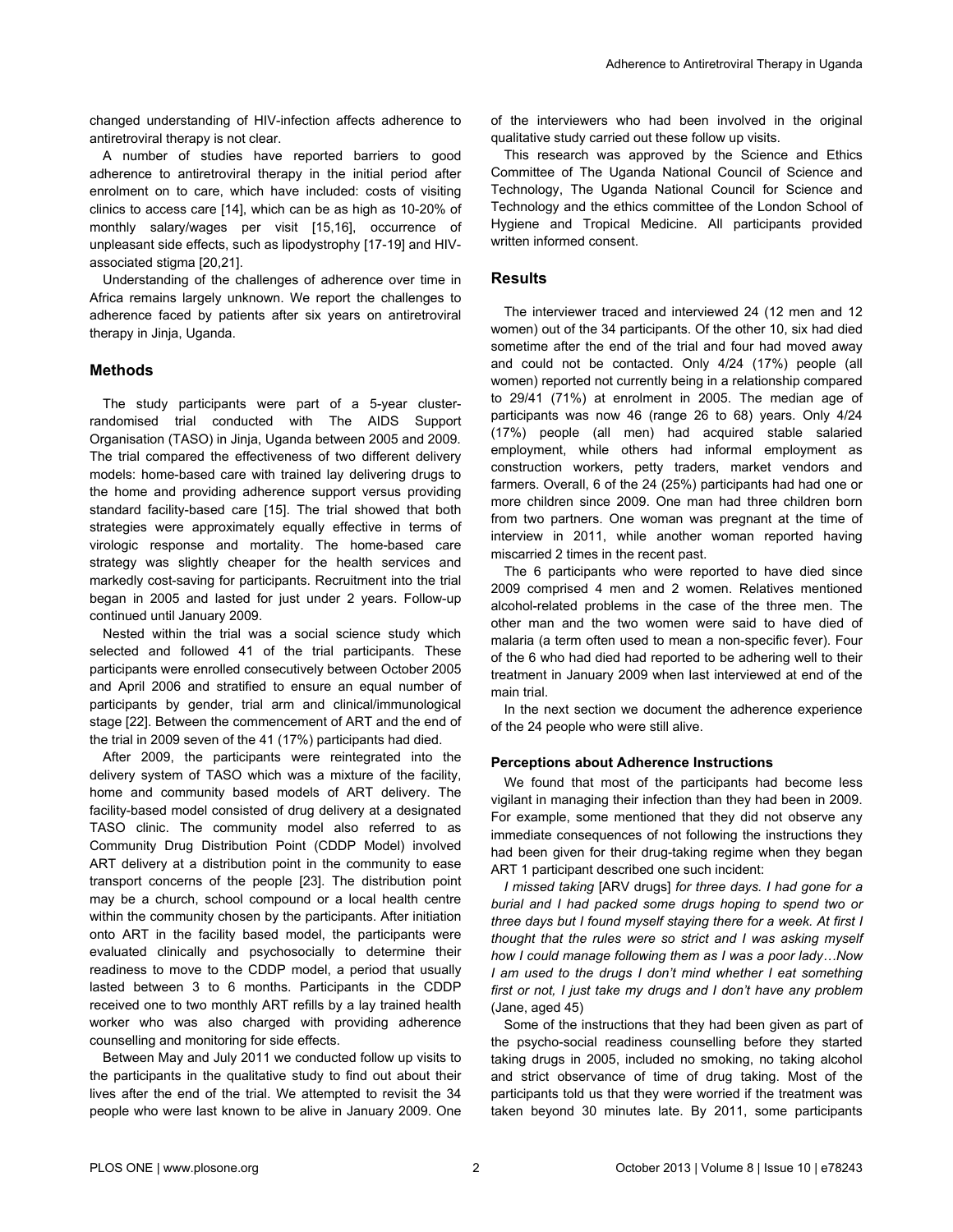changed understanding of HIV-infection affects adherence to antiretroviral therapy is not clear.

A number of studies have reported barriers to good adherence to antiretroviral therapy in the initial period after enrolment on to care, which have included: costs of visiting clinics to access care [14], which can be as high as 10-20% of monthly salary/wages per visit [15,16], occurrence of unpleasant side effects, such as lipodystrophy [17-19] and HIV-associated stigma [20,21].

Understanding of the challenges of adherence over time in Africa remains largely unknown. We report the challenges to adherence faced by patients after six years on antiretroviral therapy in Jinja, Uganda.

## Methods

The study participants were part of a 5-year cluster-randomised trial conducted with The AIDS Support Organisation (TASO) in Jinja, Uganda between 2005 and 2009. The trial compared the effectiveness of two different delivery models: home-based care with trained lay delivering drugs to the home and providing adherence support versus providing standard facility-based care [15]. The trial showed that both strategies were approximately equally effective in terms of virologic response and mortality. The home-based care strategy was slightly cheaper for the health services and markedly cost-saving for participants. Recruitment into the trial began in 2005 and lasted for just under 2 years. Follow-up continued until January 2009.

Nested within the trial was a social science study which selected and followed 41 of the trial participants. These participants were enrolled consecutively between October 2005 and April 2006 and stratified to ensure an equal number of participants by gender, trial arm and clinical/immunological stage [22]. Between the commencement of ART and the end of the trial in 2009 seven of the 41 (17%) participants had died.

After 2009, the participants were reintegrated into the delivery system of TASO which was a mixture of the facility, home and community based models of ART delivery. The facility-based model consisted of drug delivery at a designated TASO clinic. The community model also referred to as Community Drug Distribution Point (CDDP Model) involved ART delivery at a distribution point in the community to ease transport concerns of the people [23]. The distribution point may be a church, school compound or a local health centre within the community chosen by the participants. After initiation onto ART in the facility based model, the participants were evaluated clinically and psychosocially to determine their readiness to move to the CDDP model, a period that usually lasted between 3 to 6 months. Participants in the CDDP received one to two monthly ART refills by a lay trained health worker who was also charged with providing adherence counselling and monitoring for side effects.

Between May and July 2011 we conducted follow up visits to the participants in the qualitative study to find out about their lives after the end of the trial. We attempted to revisit the 34 people who were last known to be alive in January 2009. One of the interviewers who had been involved in the original qualitative study carried out these follow up visits.

This research was approved by the Science and Ethics Committee of The Uganda National Council of Science and Technology, The Uganda National Council for Science and Technology and the ethics committee of the London School of Hygiene and Tropical Medicine. All participants provided written informed consent.

## Results

The interviewer traced and interviewed 24 (12 men and 12 women) out of the 34 participants. Of the other 10, six had died sometime after the end of the trial and four had moved away and could not be contacted. Only 4/24 (17%) people (all women) reported not currently being in a relationship compared to 29/41 (71%) at enrolment in 2005. The median age of participants was now 46 (range 26 to 68) years. Only 4/24 (17%) people (all men) had acquired stable salaried employment, while others had informal employment as construction workers, petty traders, market vendors and farmers. Overall, 6 of the 24 (25%) participants had had one or more children since 2009. One man had three children born from two partners. One woman was pregnant at the time of interview in 2011, while another woman reported having miscarried 2 times in the recent past.

The 6 participants who were reported to have died since 2009 comprised 4 men and 2 women. Relatives mentioned alcohol-related problems in the case of the three men. The other man and the two women were said to have died of malaria (a term often used to mean a non-specific fever). Four of the 6 who had died had reported to be adhering well to their treatment in January 2009 when last interviewed at end of the main trial.

In the next section we document the adherence experience of the 24 people who were still alive.

### Perceptions about Adherence Instructions

We found that most of the participants had become less vigilant in managing their infection than they had been in 2009. For example, some mentioned that they did not observe any immediate consequences of not following the instructions they had been given for their drug-taking regime when they began ART 1 participant described one such incident:

*I missed taking* [ARV drugs] *for three days. I had gone for a burial and I had packed some drugs hoping to spend two or three days but I found myself staying there for a week. At first I thought that the rules were so strict and I was asking myself how I could manage following them as I was a poor lady…Now I am used to the drugs I don't mind whether I eat something first or not, I just take my drugs and I don't have any problem* (Jane, aged 45)

Some of the instructions that they had been given as part of the psycho-social readiness counselling before they started taking drugs in 2005, included no smoking, no taking alcohol and strict observance of time of drug taking. Most of the participants told us that they were worried if the treatment was taken beyond 30 minutes late. By 2011, some participants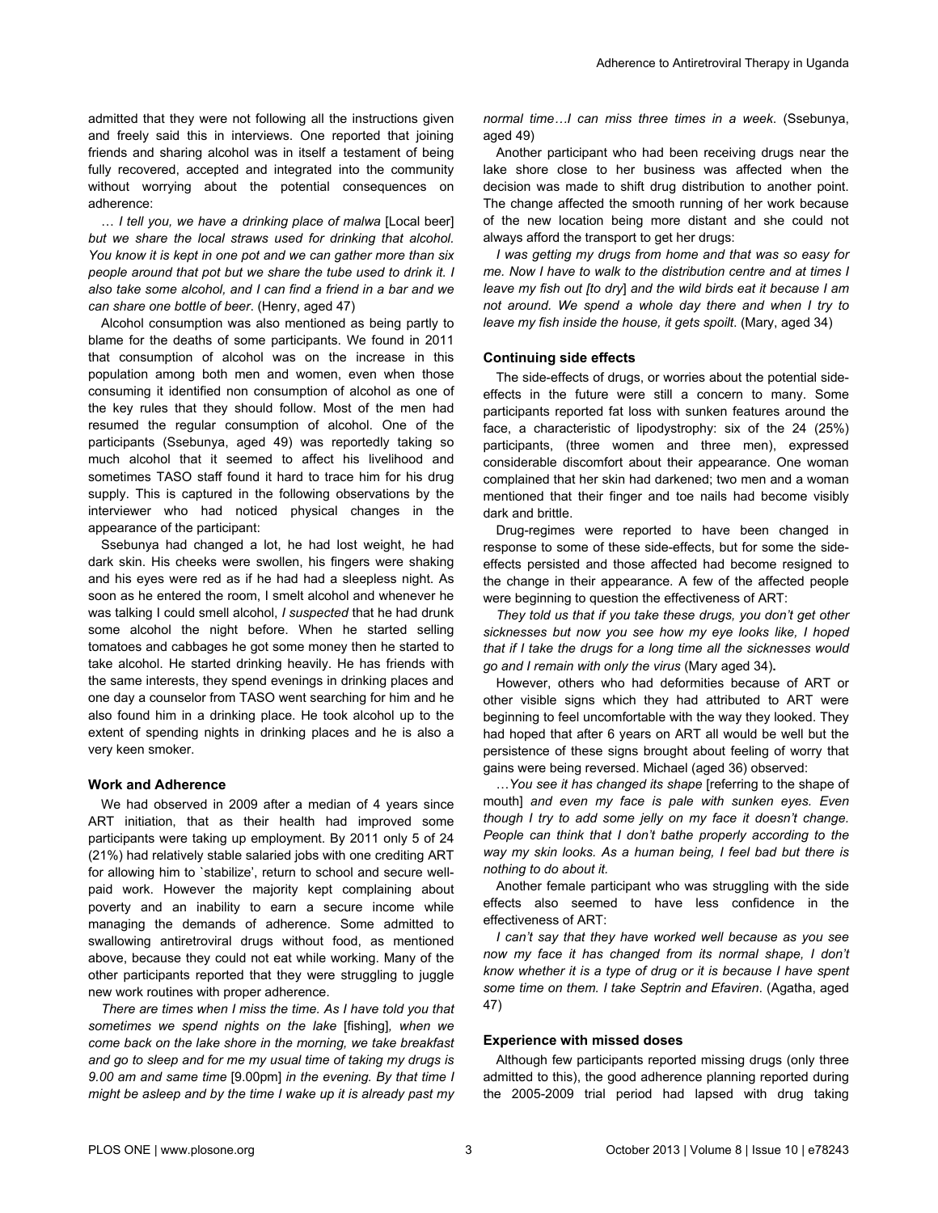admitted that they were not following all the instructions given and freely said this in interviews. One reported that joining friends and sharing alcohol was in itself a testament of being fully recovered, accepted and integrated into the community without worrying about the potential consequences on adherence:

*… I tell you, we have a drinking place of malwa* [Local beer] *but we share the local straws used for drinking that alcohol. You know it is kept in one pot and we can gather more than six people around that pot but we share the tube used to drink it. I also take some alcohol, and I can find a friend in a bar and we can share one bottle of beer*. (Henry, aged 47)

Alcohol consumption was also mentioned as being partly to blame for the deaths of some participants. We found in 2011 that consumption of alcohol was on the increase in this population among both men and women, even when those consuming it identified non consumption of alcohol as one of the key rules that they should follow. Most of the men had resumed the regular consumption of alcohol. One of the participants (Ssebunya, aged 49) was reportedly taking so much alcohol that it seemed to affect his livelihood and sometimes TASO staff found it hard to trace him for his drug supply. This is captured in the following observations by the interviewer who had noticed physical changes in the appearance of the participant:

Ssebunya had changed a lot, he had lost weight, he had dark skin. His cheeks were swollen, his fingers were shaking and his eyes were red as if he had had a sleepless night. As soon as he entered the room, I smelt alcohol and whenever he was talking I could smell alcohol, *I suspected* that he had drunk some alcohol the night before. When he started selling tomatoes and cabbages he got some money then he started to take alcohol. He started drinking heavily. He has friends with the same interests, they spend evenings in drinking places and one day a counselor from TASO went searching for him and he also found him in a drinking place. He took alcohol up to the extent of spending nights in drinking places and he is also a very keen smoker.

### Work and Adherence

We had observed in 2009 after a median of 4 years since ART initiation, that as their health had improved some participants were taking up employment. By 2011 only 5 of 24 (21%) had relatively stable salaried jobs with one crediting ART for allowing him to `stabilize', return to school and secure well-paid work. However the majority kept complaining about poverty and an inability to earn a secure income while managing the demands of adherence. Some admitted to swallowing antiretroviral drugs without food, as mentioned above, because they could not eat while working. Many of the other participants reported that they were struggling to juggle new work routines with proper adherence.

*There are times when I miss the time. As I have told you that sometimes we spend nights on the lake* [fishing]*, when we come back on the lake shore in the morning, we take breakfast and go to sleep and for me my usual time of taking my drugs is 9.00 am and same time* [9.00pm] *in the evening. By that time I might be asleep and by the time I wake up it is already past my normal time…I can miss three times in a week*. (Ssebunya, aged 49)

Another participant who had been receiving drugs near the lake shore close to her business was affected when the decision was made to shift drug distribution to another point. The change affected the smooth running of her work because of the new location being more distant and she could not always afford the transport to get her drugs:

*I was getting my drugs from home and that was so easy for me. Now I have to walk to the distribution centre and at times I leave my fish out [to dry*] *and the wild birds eat it because I am not around. We spend a whole day there and when I try to leave my fish inside the house, it gets spoilt*. (Mary, aged 34)

### Continuing side effects

The side-effects of drugs, or worries about the potential side-effects in the future were still a concern to many. Some participants reported fat loss with sunken features around the face, a characteristic of lipodystrophy: six of the 24 (25%) participants, (three women and three men), expressed considerable discomfort about their appearance. One woman complained that her skin had darkened; two men and a woman mentioned that their finger and toe nails had become visibly dark and brittle.

Drug-regimes were reported to have been changed in response to some of these side-effects, but for some the side-effects persisted and those affected had become resigned to the change in their appearance. A few of the affected people were beginning to question the effectiveness of ART:

*They told us that if you take these drugs, you don't get other sicknesses but now you see how my eye looks like, I hoped that if I take the drugs for a long time all the sicknesses would go and I remain with only the virus* (Mary aged 34)**.**

However, others who had deformities because of ART or other visible signs which they had attributed to ART were beginning to feel uncomfortable with the way they looked. They had hoped that after 6 years on ART all would be well but the persistence of these signs brought about feeling of worry that gains were being reversed. Michael (aged 36) observed:

*…You see it has changed its shape* [referring to the shape of mouth] *and even my face is pale with sunken eyes. Even though I try to add some jelly on my face it doesn't change. People can think that I don't bathe properly according to the way my skin looks. As a human being, I feel bad but there is nothing to do about it*.

Another female participant who was struggling with the side effects also seemed to have less confidence in the effectiveness of ART:

*I can't say that they have worked well because as you see now my face it has changed from its normal shape, I don't know whether it is a type of drug or it is because I have spent some time on them. I take Septrin and Efaviren*. (Agatha, aged 47)

### Experience with missed doses

Although few participants reported missing drugs (only three admitted to this), the good adherence planning reported during the 2005-2009 trial period had lapsed with drug taking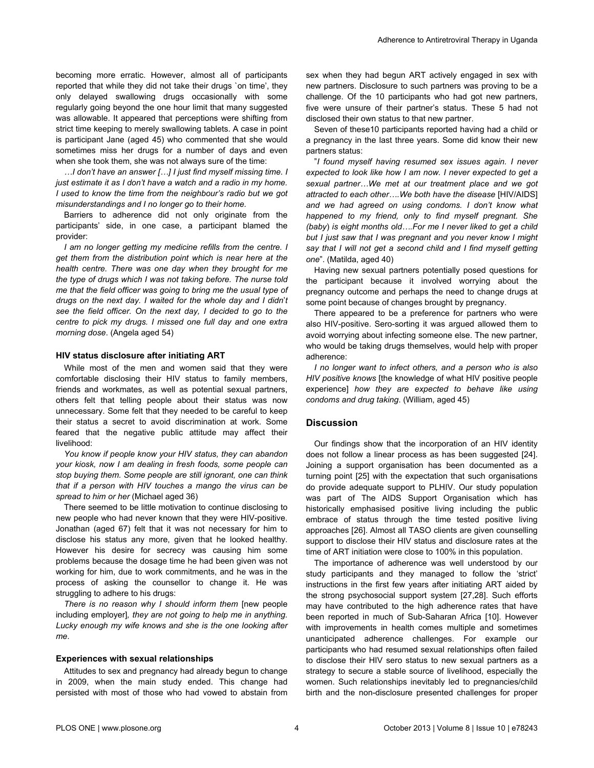becoming more erratic. However, almost all of participants reported that while they did not take their drugs `on time', they only delayed swallowing drugs occasionally with some regularly going beyond the one hour limit that many suggested was allowable. It appeared that perceptions were shifting from strict time keeping to merely swallowing tablets. A case in point is participant Jane (aged 45) who commented that she would sometimes miss her drugs for a number of days and even when she took them, she was not always sure of the time:

*…I don't have an answer […] I just find myself missing time. I just estimate it as I don't have a watch and a radio in my home. I used to know the time from the neighbour's radio but we got misunderstandings and I no longer go to their home.*

Barriers to adherence did not only originate from the participants' side, in one case, a participant blamed the provider:

*I am no longer getting my medicine refills from the centre. I get them from the distribution point which is near here at the health centre. There was one day when they brought for me the type of drugs which I was not taking before. The nurse told me that the field officer was going to bring me the usual type of drugs on the next day. I waited for the whole day and I didn't see the field officer. On the next day, I decided to go to the centre to pick my drugs. I missed one full day and one extra morning dose*. (Angela aged 54)

#### HIV status disclosure after initiating ART

While most of the men and women said that they were comfortable disclosing their HIV status to family members, friends and workmates, as well as potential sexual partners, others felt that telling people about their status was now unnecessary. Some felt that they needed to be careful to keep their status a secret to avoid discrimination at work. Some feared that the negative public attitude may affect their livelihood:

*You know if people know your HIV status, they can abandon your kiosk, now I am dealing in fresh foods, some people can stop buying them. Some people are still ignorant, one can think that if a person with HIV touches a mango the virus can be spread to him or her* (Michael aged 36)

There seemed to be little motivation to continue disclosing to new people who had never known that they were HIV-positive. Jonathan (aged 67) felt that it was not necessary for him to disclose his status any more, given that he looked healthy. However his desire for secrecy was causing him some problems because the dosage time he had been given was not working for him, due to work commitments, and he was in the process of asking the counsellor to change it. He was struggling to adhere to his drugs:

*There is no reason why I should inform them* [new people including employer]*, they are not going to help me in anything. Lucky enough my wife knows and she is the one looking after me*.

#### Experiences with sexual relationships

Attitudes to sex and pregnancy had already begun to change in 2009, when the main study ended. This change had persisted with most of those who had vowed to abstain from sex when they had begun ART actively engaged in sex with new partners. Disclosure to such partners was proving to be a challenge. Of the 10 participants who had got new partners, five were unsure of their partner's status. These 5 had not disclosed their own status to that new partner.

Seven of these10 participants reported having had a child or a pregnancy in the last three years. Some did know their new partners status:

"*I found myself having resumed sex issues again. I never expected to look like how I am now. I never expected to get a sexual partner…We met at our treatment place and we got attracted to each other….We both have the disease* [HIV/AIDS] *and we had agreed on using condoms. I don't know what happened to my friend, only to find myself pregnant. She (baby*) *is eight months old….For me I never liked to get a child but I just saw that I was pregnant and you never know I might say that I will not get a second child and I find myself getting one*". (Matilda, aged 40)

Having new sexual partners potentially posed questions for the participant because it involved worrying about the pregnancy outcome and perhaps the need to change drugs at some point because of changes brought by pregnancy.

There appeared to be a preference for partners who were also HIV-positive. Sero-sorting it was argued allowed them to avoid worrying about infecting someone else. The new partner, who would be taking drugs themselves, would help with proper adherence:

*I no longer want to infect others, and a person who is also HIV positive knows* [the knowledge of what HIV positive people experience] *how they are expected to behave like using condoms and drug taking*. (William, aged 45)

## Discussion

Our findings show that the incorporation of an HIV identity does not follow a linear process as has been suggested [24]. Joining a support organisation has been documented as a turning point [25] with the expectation that such organisations do provide adequate support to PLHIV. Our study population was part of The AIDS Support Organisation which has historically emphasised positive living including the public embrace of status through the time tested positive living approaches [26]. Almost all TASO clients are given counselling support to disclose their HIV status and disclosure rates at the time of ART initiation were close to 100% in this population.

The importance of adherence was well understood by our study participants and they managed to follow the 'strict' instructions in the first few years after initiating ART aided by the strong psychosocial support system [27,28]. Such efforts may have contributed to the high adherence rates that have been reported in much of Sub-Saharan Africa [10]. However with improvements in health comes multiple and sometimes unanticipated adherence challenges. For example our participants who had resumed sexual relationships often failed to disclose their HIV sero status to new sexual partners as a strategy to secure a stable source of livelihood, especially the women. Such relationships inevitably led to pregnancies/child birth and the non-disclosure presented challenges for proper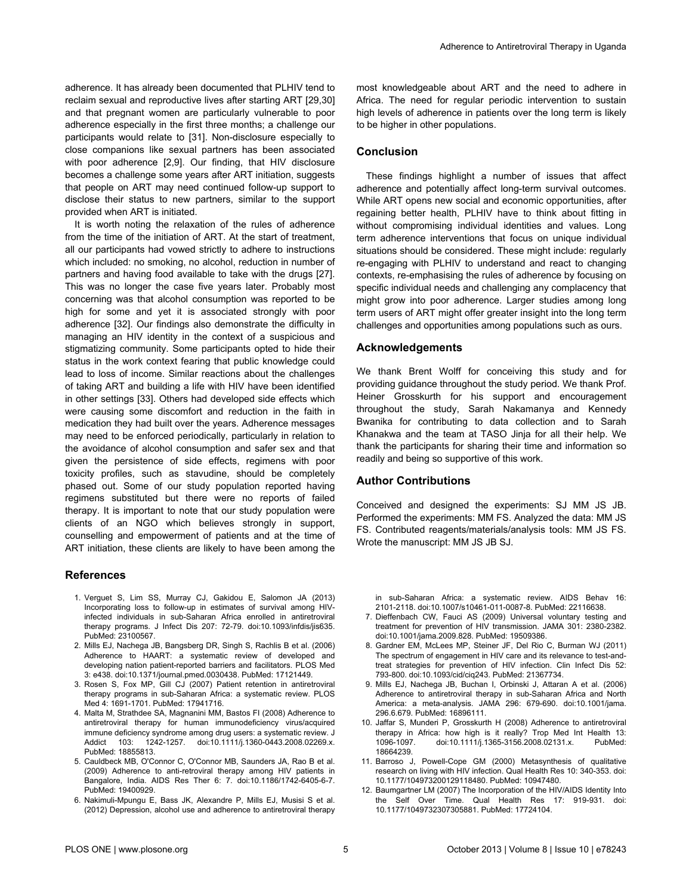adherence. It has already been documented that PLHIV tend to reclaim sexual and reproductive lives after starting ART [29,30] and that pregnant women are particularly vulnerable to poor adherence especially in the first three months; a challenge our participants would relate to [31]. Non-disclosure especially to close companions like sexual partners has been associated with poor adherence [2,9]. Our finding, that HIV disclosure becomes a challenge some years after ART initiation, suggests that people on ART may need continued follow-up support to disclose their status to new partners, similar to the support provided when ART is initiated.

It is worth noting the relaxation of the rules of adherence from the time of the initiation of ART. At the start of treatment, all our participants had vowed strictly to adhere to instructions which included: no smoking, no alcohol, reduction in number of partners and having food available to take with the drugs [27]. This was no longer the case five years later. Probably most concerning was that alcohol consumption was reported to be high for some and yet it is associated strongly with poor adherence [32]. Our findings also demonstrate the difficulty in managing an HIV identity in the context of a suspicious and stigmatizing community. Some participants opted to hide their status in the work context fearing that public knowledge could lead to loss of income. Similar reactions about the challenges of taking ART and building a life with HIV have been identified in other settings [33]. Others had developed side effects which were causing some discomfort and reduction in the faith in medication they had built over the years. Adherence messages may need to be enforced periodically, particularly in relation to the avoidance of alcohol consumption and safer sex and that given the persistence of side effects, regimens with poor toxicity profiles, such as stavudine, should be completely phased out. Some of our study population reported having regimens substituted but there were no reports of failed therapy. It is important to note that our study population were clients of an NGO which believes strongly in support, counselling and empowerment of patients and at the time of ART initiation, these clients are likely to have been among the most knowledgeable about ART and the need to adhere in Africa. The need for regular periodic intervention to sustain high levels of adherence in patients over the long term is likely to be higher in other populations.

## Conclusion

These findings highlight a number of issues that affect adherence and potentially affect long-term survival outcomes. While ART opens new social and economic opportunities, after regaining better health, PLHIV have to think about fitting in without compromising individual identities and values. Long term adherence interventions that focus on unique individual situations should be considered. These might include: regularly re-engaging with PLHIV to understand and react to changing contexts, re-emphasising the rules of adherence by focusing on specific individual needs and challenging any complacency that might grow into poor adherence. Larger studies among long term users of ART might offer greater insight into the long term challenges and opportunities among populations such as ours.

## Acknowledgements

We thank Brent Wolff for conceiving this study and for providing guidance throughout the study period. We thank Prof. Heiner Grosskurth for his support and encouragement throughout the study, Sarah Nakamanya and Kennedy Bwanika for contributing to data collection and to Sarah Khanakwa and the team at TASO Jinja for all their help. We thank the participants for sharing their time and information so readily and being so supportive of this work.

## Author Contributions

Conceived and designed the experiments: SJ MM JS JB. Performed the experiments: MM FS. Analyzed the data: MM JS FS. Contributed reagents/materials/analysis tools: MM JS FS. Wrote the manuscript: MM JS JB SJ.

## References

1. Verguet S, Lim SS, Murray CJ, Gakidou E, Salomon JA (2013) Incorporating loss to follow-up in estimates of survival among HIV-infected individuals in sub-Saharan Africa enrolled in antiretroviral therapy programs. J Infect Dis 207: 72-79. doi:10.1093/infdis/jis635. PubMed: 23100567.
2. Mills EJ, Nachega JB, Bangsberg DR, Singh S, Rachlis B et al. (2006) Adherence to HAART: a systematic review of developed and developing nation patient-reported barriers and facilitators. PLOS Med 3: e438. doi:10.1371/journal.pmed.0030438. PubMed: 17121449.
3. Rosen S, Fox MP, Gill CJ (2007) Patient retention in antiretroviral therapy programs in sub-Saharan Africa: a systematic review. PLOS Med 4: 1691-1701. PubMed: 17941716.
4. Malta M, Strathdee SA, Magnanini MM, Bastos FI (2008) Adherence to antiretroviral therapy for human immunodeficiency virus/acquired immune deficiency syndrome among drug users: a systematic review. J Addict 103: 1242-1257. doi:10.1111/j.1360-0443.2008.02269.x. PubMed: 18855813.
5. Cauldbeck MB, O'Connor C, O'Connor MB, Saunders JA, Rao B et al. (2009) Adherence to anti-retroviral therapy among HIV patients in Bangalore, India. AIDS Res Ther 6: 7. doi:10.1186/1742-6405-6-7. PubMed: 19400929.
6. Nakimuli-Mpungu E, Bass JK, Alexandre P, Mills EJ, Musisi S et al. (2012) Depression, alcohol use and adherence to antiretroviral therapy in sub-Saharan Africa: a systematic review. AIDS Behav 16: 2101-2118. doi:10.1007/s10461-011-0087-8. PubMed: 22116638.
7. Dieffenbach CW, Fauci AS (2009) Universal voluntary testing and treatment for prevention of HIV transmission. JAMA 301: 2380-2382. doi:10.1001/jama.2009.828. PubMed: 19509386.
8. Gardner EM, McLees MP, Steiner JF, Del Rio C, Burman WJ (2011) The spectrum of engagement in HIV care and its relevance to test-and-treat strategies for prevention of HIV infection. Clin Infect Dis 52: 793-800. doi:10.1093/cid/ciq243. PubMed: 21367734.
9. Mills EJ, Nachega JB, Buchan I, Orbinski J, Attaran A et al. (2006) Adherence to antiretroviral therapy in sub-Saharan Africa and North America: a meta-analysis. JAMA 296: 679-690. doi:10.1001/jama.296.6.679. PubMed: 16896111.
10. Jaffar S, Munderi P, Grosskurth H (2008) Adherence to antiretroviral therapy in Africa: how high is it really? Trop Med Int Health 13: 1096-1097. doi:10.1111/j.1365-3156.2008.02131.x. PubMed: 18664239.
11. Barroso J, Powell-Cope GM (2000) Metasynthesis of qualitative research on living with HIV infection. Qual Health Res 10: 340-353. doi:10.1177/104973200129118480. PubMed: 10947480.
12. Baumgartner LM (2007) The Incorporation of the HIV/AIDS Identity Into the Self Over Time. Qual Health Res 17: 919-931. doi:10.1177/1049732307305881. PubMed: 17724104.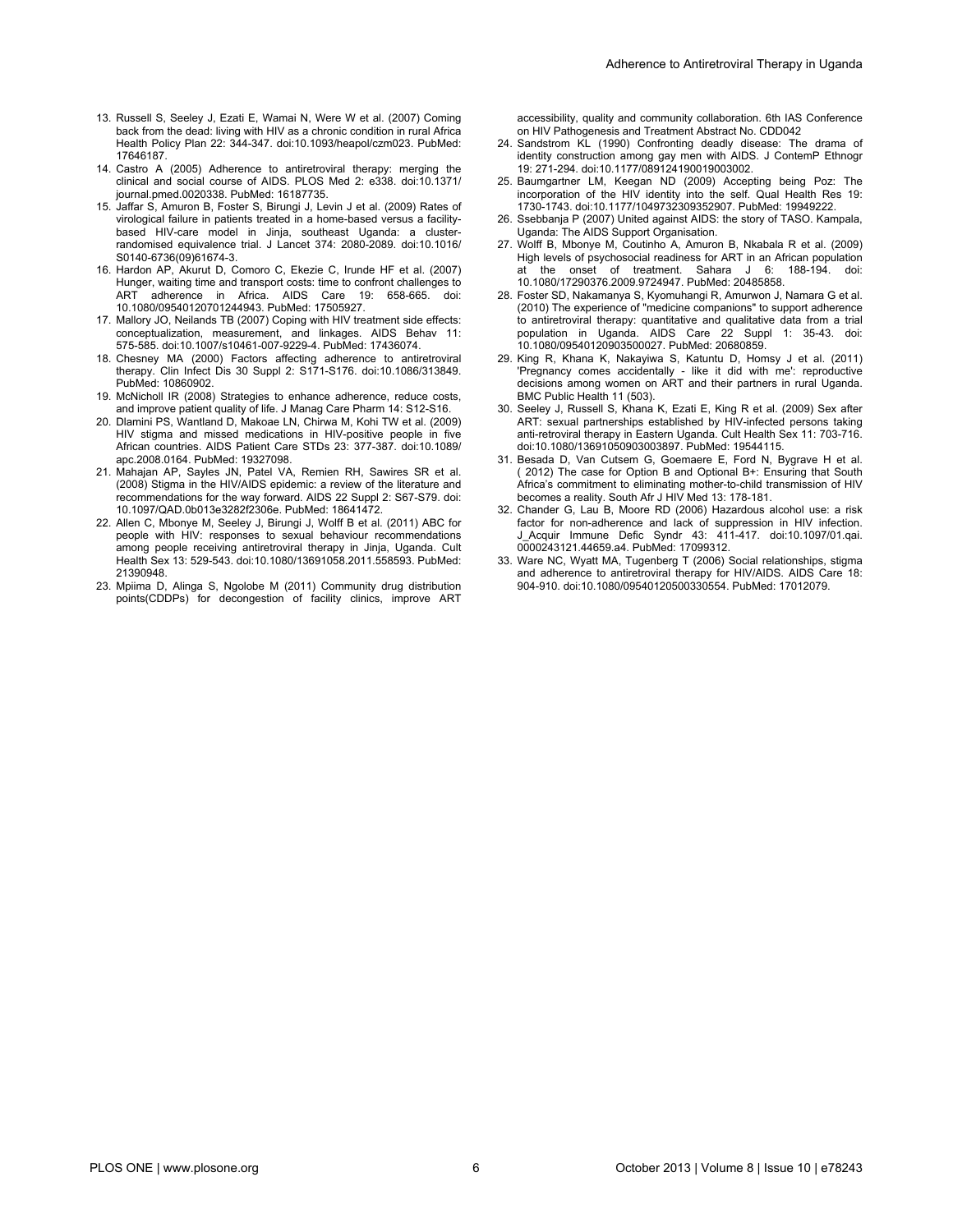13. Russell S, Seeley J, Ezati E, Wamai N, Were W et al. (2007) Coming back from the dead: living with HIV as a chronic condition in rural Africa Health Policy Plan 22: 344-347. doi:10.1093/heapol/czm023. PubMed: 17646187.
14. Castro A (2005) Adherence to antiretroviral therapy: merging the clinical and social course of AIDS. PLOS Med 2: e338. doi:10.1371/journal.pmed.0020338. PubMed: 16187735.
15. Jaffar S, Amuron B, Foster S, Birungi J, Levin J et al. (2009) Rates of virological failure in patients treated in a home-based versus a facility-based HIV-care model in Jinja, southeast Uganda: a cluster-randomised equivalence trial. J Lancet 374: 2080-2089. doi:10.1016/S0140-6736(09)61674-3.
16. Hardon AP, Akurut D, Comoro C, Ekezie C, Irunde HF et al. (2007) Hunger, waiting time and transport costs: time to confront challenges to ART adherence in Africa. AIDS Care 19: 658-665. doi:10.1080/09540120701244943. PubMed: 17505927.
17. Mallory JO, Neilands TB (2007) Coping with HIV treatment side effects: conceptualization, measurement, and linkages. AIDS Behav 11: 575-585. doi:10.1007/s10461-007-9229-4. PubMed: 17436074.
18. Chesney MA (2000) Factors affecting adherence to antiretroviral therapy. Clin Infect Dis 30 Suppl 2: S171-S176. doi:10.1086/313849. PubMed: 10860902.
19. McNicholl IR (2008) Strategies to enhance adherence, reduce costs, and improve patient quality of life. J Manag Care Pharm 14: S12-S16.
20. Dlamini PS, Wantland D, Makoae LN, Chirwa M, Kohi TW et al. (2009) HIV stigma and missed medications in HIV-positive people in five African countries. AIDS Patient Care STDs 23: 377-387. doi:10.1089/apc.2008.0164. PubMed: 19327098.
21. Mahajan AP, Sayles JN, Patel VA, Remien RH, Sawires SR et al. (2008) Stigma in the HIV/AIDS epidemic: a review of the literature and recommendations for the way forward. AIDS 22 Suppl 2: S67-S79. doi:10.1097/QAD.0b013e3282f2306e. PubMed: 18641472.
22. Allen C, Mbonye M, Seeley J, Birungi J, Wolff B et al. (2011) ABC for people with HIV: responses to sexual behaviour recommendations among people receiving antiretroviral therapy in Jinja, Uganda. Cult Health Sex 13: 529-543. doi:10.1080/13691058.2011.558593. PubMed: 21390948.
23. Mpiima D, Alinga S, Ngolobe M (2011) Community drug distribution points(CDDPs) for decongestion of facility clinics, improve ART accessibility, quality and community collaboration. 6th IAS Conference on HIV Pathogenesis and Treatment Abstract No. CDD042
24. Sandstrom KL (1990) Confronting deadly disease: The drama of identity construction among gay men with AIDS. J ContemP Ethnogr 19: 271-294. doi:10.1177/089124190019003002.
25. Baumgartner LM, Keegan ND (2009) Accepting being Poz: The incorporation of the HIV identity into the self. Qual Health Res 19: 1730-1743. doi:10.1177/1049732309352907. PubMed: 19949222.
26. Ssebbanja P (2007) United against AIDS: the story of TASO. Kampala, Uganda: The AIDS Support Organisation.
27. Wolff B, Mbonye M, Coutinho A, Amuron B, Nkabala R et al. (2009) High levels of psychosocial readiness for ART in an African population at the onset of treatment. Sahara J 6: 188-194. doi:10.1080/17290376.2009.9724947. PubMed: 20485858.
28. Foster SD, Nakamanya S, Kyomuhangi R, Amurwon J, Namara G et al. (2010) The experience of "medicine companions" to support adherence to antiretroviral therapy: quantitative and qualitative data from a trial population in Uganda. AIDS Care 22 Suppl 1: 35-43. doi:10.1080/09540120903500027. PubMed: 20680859.
29. King R, Khana K, Nakayiwa S, Katuntu D, Homsy J et al. (2011) 'Pregnancy comes accidentally - like it did with me': reproductive decisions among women on ART and their partners in rural Uganda. BMC Public Health 11 (503).
30. Seeley J, Russell S, Khana K, Ezati E, King R et al. (2009) Sex after ART: sexual partnerships established by HIV-infected persons taking anti-retroviral therapy in Eastern Uganda. Cult Health Sex 11: 703-716. doi:10.1080/13691050903003897. PubMed: 19544115.
31. Besada D, Van Cutsem G, Goemaere E, Ford N, Bygrave H et al. ( 2012) The case for Option B and Optional B+: Ensuring that South Africa's commitment to eliminating mother-to-child transmission of HIV becomes a reality. South Afr J HIV Med 13: 178-181.
32. Chander G, Lau B, Moore RD (2006) Hazardous alcohol use: a risk factor for non-adherence and lack of suppression in HIV infection. J_Acquir Immune Defic Syndr 43: 411-417. doi:10.1097/01.qai.0000243121.44659.a4. PubMed: 17099312.
33. Ware NC, Wyatt MA, Tugenberg T (2006) Social relationships, stigma and adherence to antiretroviral therapy for HIV/AIDS. AIDS Care 18: 904-910. doi:10.1080/09540120500330554. PubMed: 17012079.